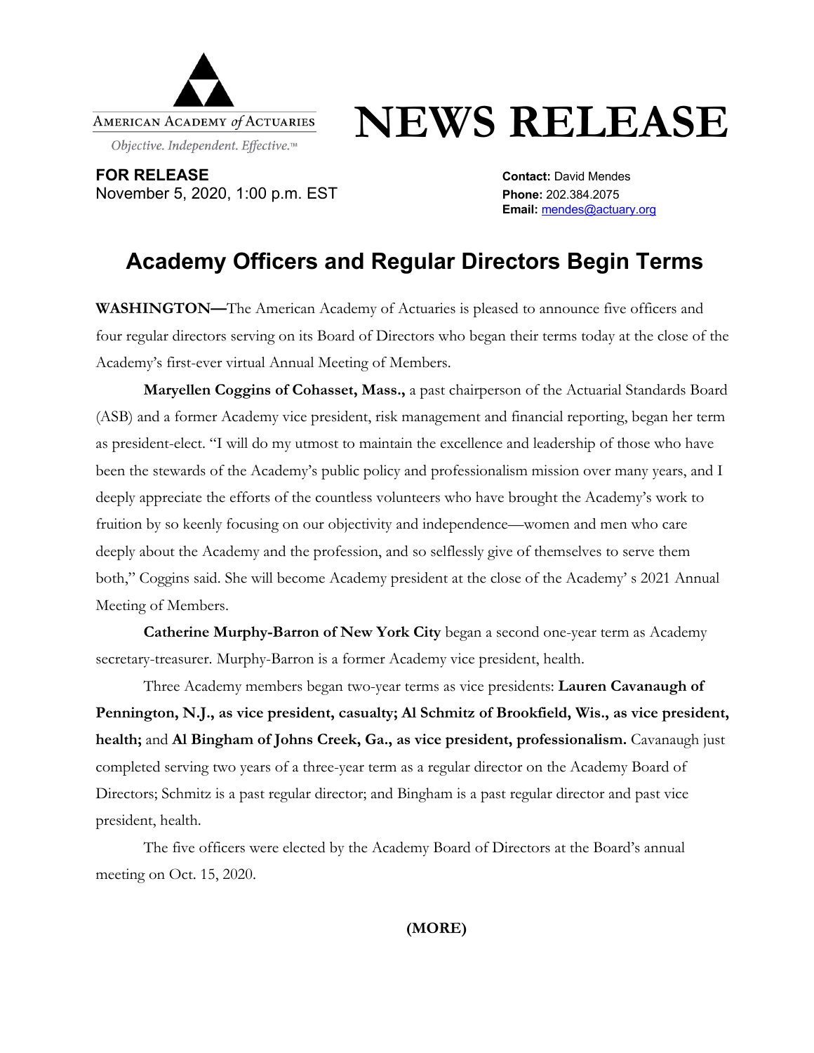AMERICAN ACADEMY *of* ACTUARIES

*Objective. Independent. Effective.*™

# NEWS RELEASE

**FOR RELEASE**
November 5, 2020, 1:00 p.m. EST

**Contact:** David Mendes
**Phone:** 202.384.2075
**Email:** mendes@actuary.org

## Academy Officers and Regular Directors Begin Terms

**WASHINGTON—**The American Academy of Actuaries is pleased to announce five officers and four regular directors serving on its Board of Directors who began their terms today at the close of the Academy's first-ever virtual Annual Meeting of Members.

**Maryellen Coggins of Cohasset, Mass.,** a past chairperson of the Actuarial Standards Board (ASB) and a former Academy vice president, risk management and financial reporting, began her term as president-elect. "I will do my utmost to maintain the excellence and leadership of those who have been the stewards of the Academy's public policy and professionalism mission over many years, and I deeply appreciate the efforts of the countless volunteers who have brought the Academy's work to fruition by so keenly focusing on our objectivity and independence—women and men who care deeply about the Academy and the profession, and so selflessly give of themselves to serve them both," Coggins said. She will become Academy president at the close of the Academy' s 2021 Annual Meeting of Members.

**Catherine Murphy-Barron of New York City** began a second one-year term as Academy secretary-treasurer. Murphy-Barron is a former Academy vice president, health.

Three Academy members began two-year terms as vice presidents: **Lauren Cavanaugh of Pennington, N.J., as vice president, casualty; Al Schmitz of Brookfield, Wis., as vice president, health;** and **Al Bingham of Johns Creek, Ga., as vice president, professionalism.** Cavanaugh just completed serving two years of a three-year term as a regular director on the Academy Board of Directors; Schmitz is a past regular director; and Bingham is a past regular director and past vice president, health.

The five officers were elected by the Academy Board of Directors at the Board's annual meeting on Oct. 15, 2020.

**(MORE)**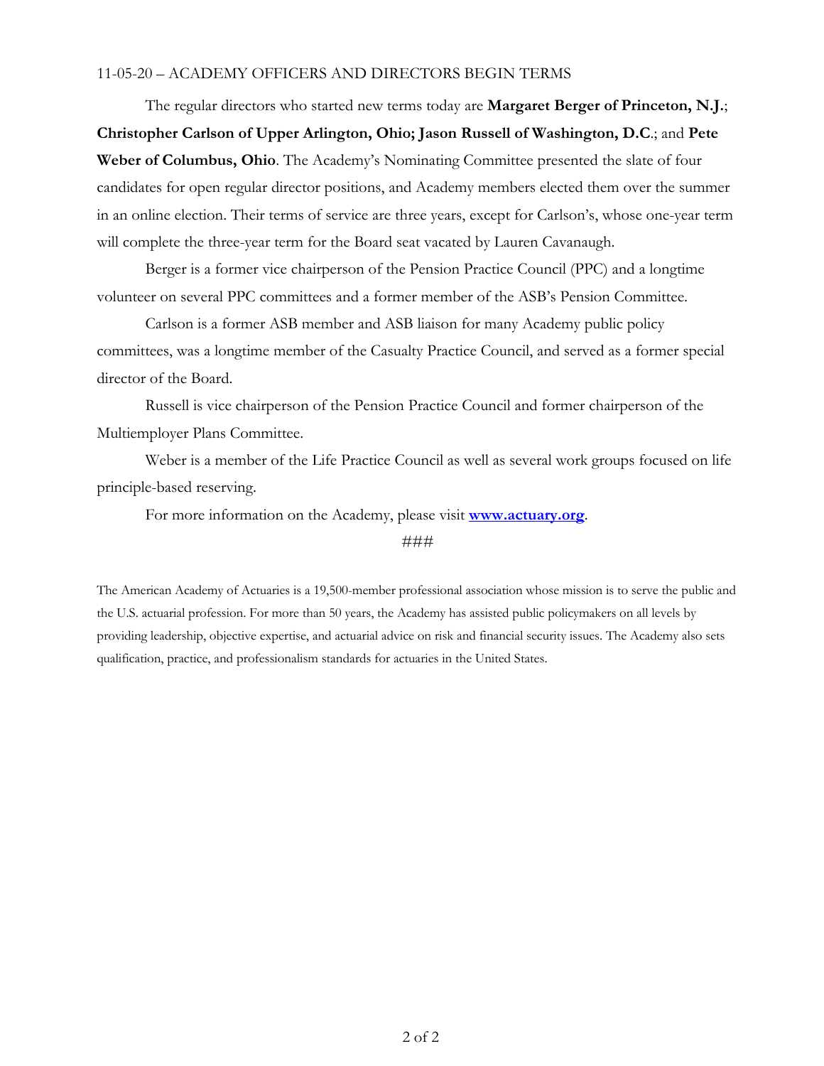11-05-20 – ACADEMY OFFICERS AND DIRECTORS BEGIN TERMS

The regular directors who started new terms today are **Margaret Berger of Princeton, N.J.**; **Christopher Carlson of Upper Arlington, Ohio; Jason Russell of Washington, D.C**.; and **Pete Weber of Columbus, Ohio**. The Academy's Nominating Committee presented the slate of four candidates for open regular director positions, and Academy members elected them over the summer in an online election. Their terms of service are three years, except for Carlson's, whose one-year term will complete the three-year term for the Board seat vacated by Lauren Cavanaugh.

Berger is a former vice chairperson of the Pension Practice Council (PPC) and a longtime volunteer on several PPC committees and a former member of the ASB's Pension Committee.

Carlson is a former ASB member and ASB liaison for many Academy public policy committees, was a longtime member of the Casualty Practice Council, and served as a former special director of the Board.

Russell is vice chairperson of the Pension Practice Council and former chairperson of the Multiemployer Plans Committee.

Weber is a member of the Life Practice Council as well as several work groups focused on life principle-based reserving.

For more information on the Academy, please visit **[www.actuary.org](http://www.actuary.org)**.

###

The American Academy of Actuaries is a 19,500-member professional association whose mission is to serve the public and the U.S. actuarial profession. For more than 50 years, the Academy has assisted public policymakers on all levels by providing leadership, objective expertise, and actuarial advice on risk and financial security issues. The Academy also sets qualification, practice, and professionalism standards for actuaries in the United States.